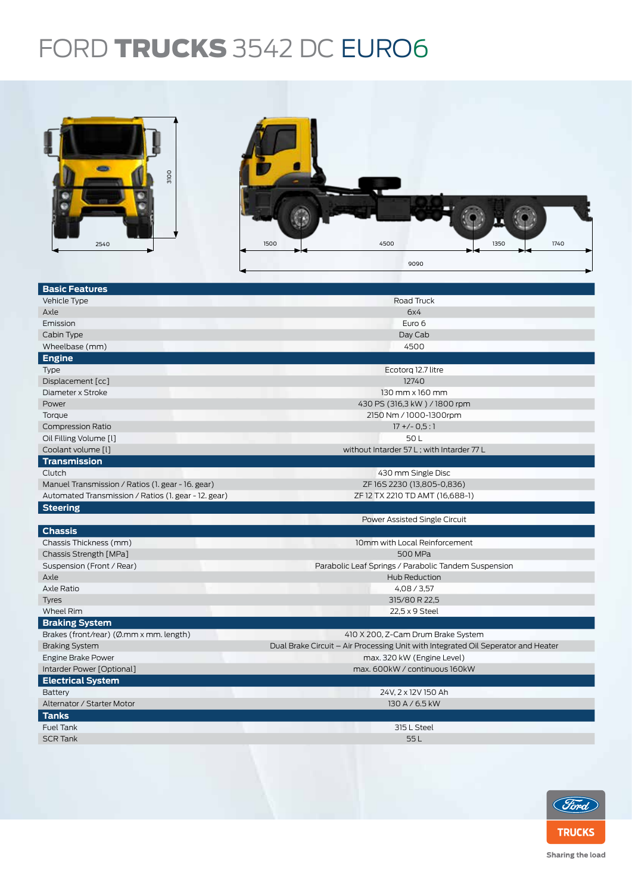# FORD TRUCKS 3542 DC EURO6

| Basic Features | |
|---|---|
| Vehicle Type | Road Truck |
| Axle | 6x4 |
| Emission | Euro 6 |
| Cabin Type | Day Cab |
| Wheelbase (mm) | 4500 |
| **Engine** | |
| Type | Ecotorq 12.7 litre |
| Displacement [cc] | 12740 |
| Diameter x Stroke | 130 mm x 160 mm |
| Power | 430 PS (316,3 kW ) / 1800 rpm |
| Torque | 2150 Nm / 1000-1300rpm |
| Compression Ratio | 17 +/- 0,5 : 1 |
| Oil Filling Volume [l] | 50 L |
| Coolant volume [l] | without Intarder 57 L ; with Intarder 77 L |
| **Transmission** | |
| Clutch | 430 mm Single Disc |
| Manuel Transmission / Ratios (1. gear - 16. gear) | ZF 16S 2230 (13,805-0,836) |
| Automated Transmission / Ratios (1. gear - 12. gear) | ZF 12 TX 2210 TD AMT (16,688-1) |
| **Steering** | |
| | Power Assisted Single Circuit |
| **Chassis** | |
| Chassis Thickness (mm) | 10mm with Local Reinforcement |
| Chassis Strength [MPa] | 500 MPa |
| Suspension (Front / Rear) | Parabolic Leaf Springs / Parabolic Tandem Suspension |
| Axle | Hub Reduction |
| Axle Ratio | 4,08 / 3,57 |
| Tyres | 315/80 R 22,5 |
| Wheel Rim | 22,5 x 9 Steel |
| **Braking System** | |
| Brakes (front/rear) (Ø.mm x mm. length) | 410 X 200, Z-Cam Drum Brake System |
| Braking System | Dual Brake Circuit – Air Processing Unit with Integrated Oil Seperator and Heater |
| Engine Brake Power | max. 320 kW (Engine Level) |
| Intarder Power [Optional] | max. 600kW / continuous 160kW |
| **Electrical System** | |
| Battery | 24V, 2 x 12V 150 Ah |
| Alternator / Starter Motor | 130 A / 6.5 kW |
| **Tanks** | |
| Fuel Tank | 315 L Steel |
| SCR Tank | 55 L |

Sharing the load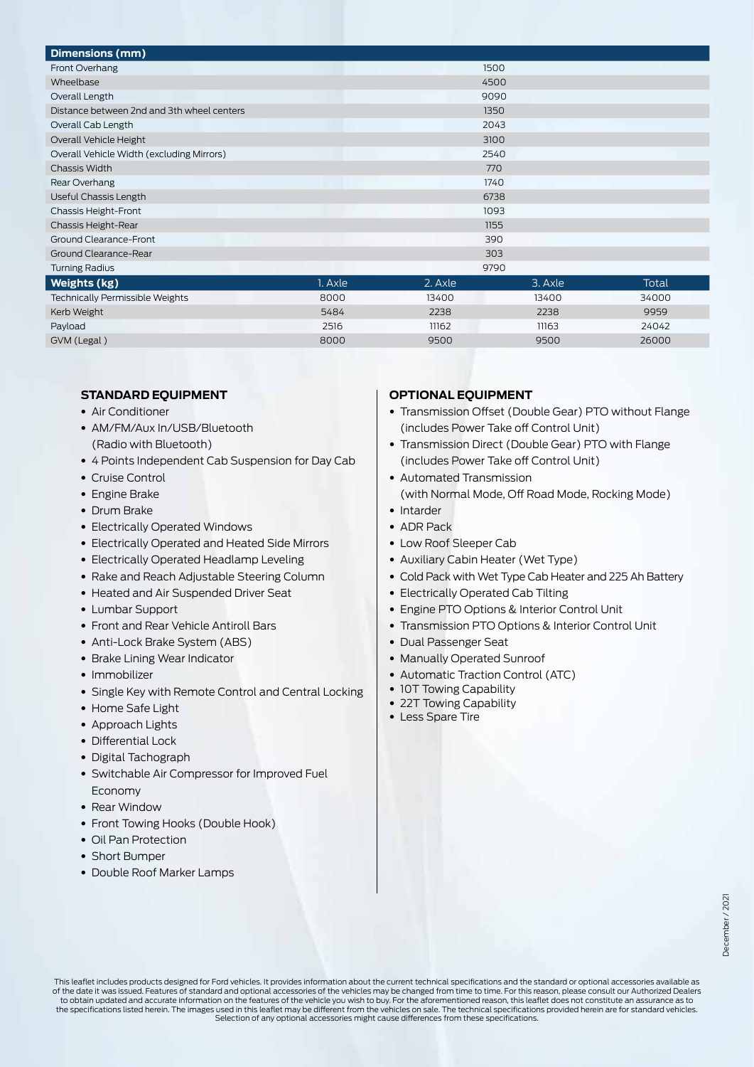| Dimensions (mm) | | | | |
|---|---|---|---|---|
| Front Overhang | | 1500 | | |
| Wheelbase | | 4500 | | |
| Overall Length | | 9090 | | |
| Distance between 2nd and 3th wheel centers | | 1350 | | |
| Overall Cab Length | | 2043 | | |
| Overall Vehicle Height | | 3100 | | |
| Overall Vehicle Width (excluding Mirrors) | | 2540 | | |
| Chassis Width | | 770 | | |
| Rear Overhang | | 1740 | | |
| Useful Chassis Length | | 6738 | | |
| Chassis Height-Front | | 1093 | | |
| Chassis Height-Rear | | 1155 | | |
| Ground Clearance-Front | | 390 | | |
| Ground Clearance-Rear | | 303 | | |
| Turning Radius | | 9790 | | |
| **Weights (kg)** | 1. Axle | 2. Axle | 3. Axle | Total |
| Technically Permissible Weights | 8000 | 13400 | 13400 | 34000 |
| Kerb Weight | 5484 | 2238 | 2238 | 9959 |
| Payload | 2516 | 11162 | 11163 | 24042 |
| GVM (Legal ) | 8000 | 9500 | 9500 | 26000 |

## STANDARD EQUIPMENT

- Air Conditioner
- AM/FM/Aux In/USB/Bluetooth (Radio with Bluetooth)
- 4 Points Independent Cab Suspension for Day Cab
- Cruise Control
- Engine Brake
- Drum Brake
- Electrically Operated Windows
- Electrically Operated and Heated Side Mirrors
- Electrically Operated Headlamp Leveling
- Rake and Reach Adjustable Steering Column
- Heated and Air Suspended Driver Seat
- Lumbar Support
- Front and Rear Vehicle Antiroll Bars
- Anti-Lock Brake System (ABS)
- Brake Lining Wear Indicator
- Immobilizer
- Single Key with Remote Control and Central Locking
- Home Safe Light
- Approach Lights
- Differential Lock
- Digital Tachograph
- Switchable Air Compressor for Improved Fuel Economy
- Rear Window
- Front Towing Hooks (Double Hook)
- Oil Pan Protection
- Short Bumper
- Double Roof Marker Lamps

## OPTIONAL EQUIPMENT

- Transmission Offset (Double Gear) PTO without Flange (includes Power Take off Control Unit)
- Transmission Direct (Double Gear) PTO with Flange (includes Power Take off Control Unit)
- Automated Transmission (with Normal Mode, Off Road Mode, Rocking Mode)
- Intarder
- ADR Pack
- Low Roof Sleeper Cab
- Auxiliary Cabin Heater (Wet Type)
- Cold Pack with Wet Type Cab Heater and 225 Ah Battery
- Electrically Operated Cab Tilting
- Engine PTO Options & Interior Control Unit
- Transmission PTO Options & Interior Control Unit
- Dual Passenger Seat
- Manually Operated Sunroof
- Automatic Traction Control (ATC)
- 10T Towing Capability
- 22T Towing Capability
- Less Spare Tire

December / 2021

This leaflet includes products designed for Ford vehicles. It provides information about the current technical specifications and the standard or optional accessories available as of the date it was issued. Features of standard and optional accessories of the vehicles may be changed from time to time. For this reason, please consult our Authorized Dealers to obtain updated and accurate information on the features of the vehicle you wish to buy. For the aforementioned reason, this leaflet does not constitute an assurance as to the specifications listed herein. The images used in this leaflet may be different from the vehicles on sale. The technical specifications provided herein are for standard vehicles. Selection of any optional accessories might cause differences from these specifications.